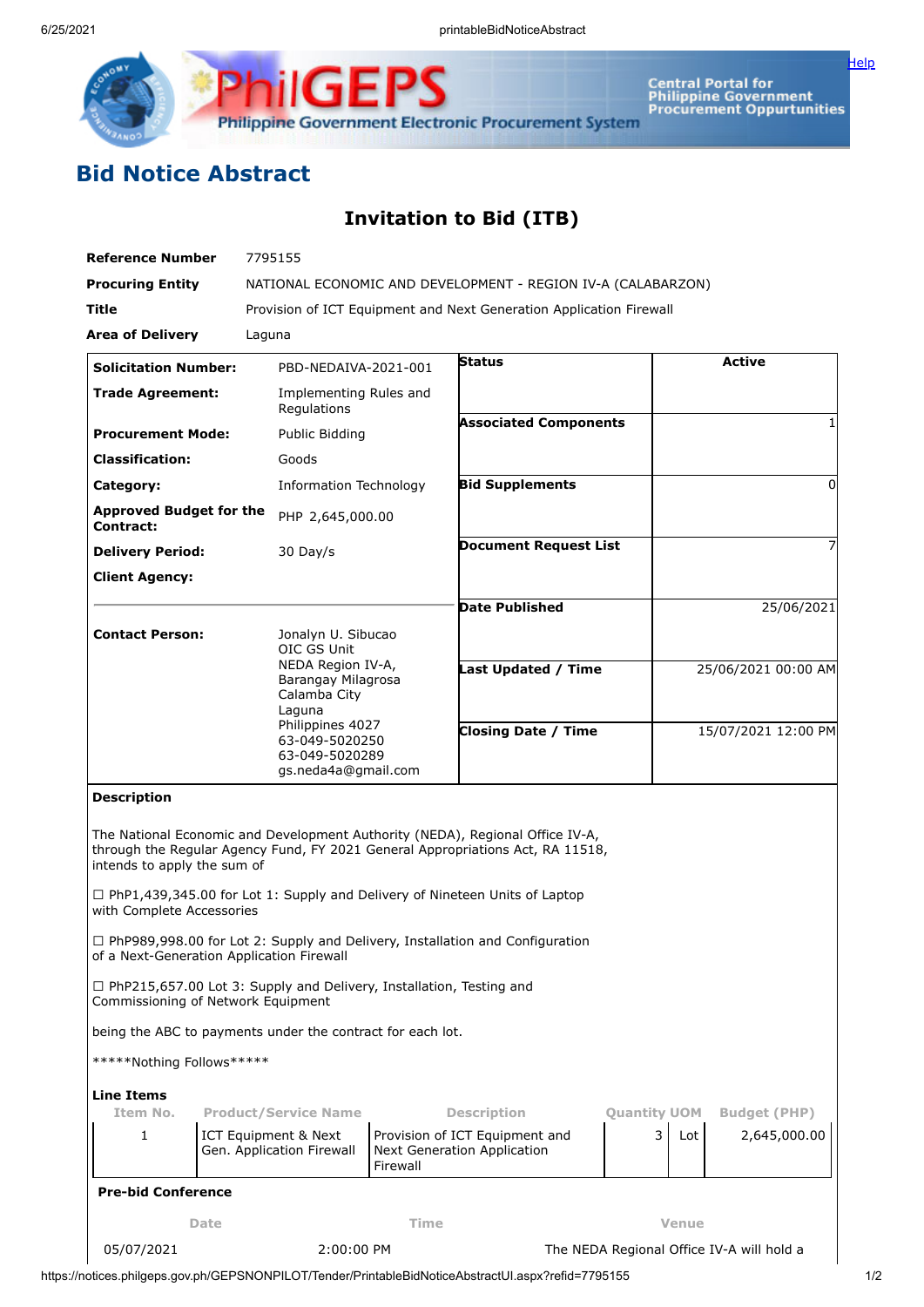# Bid Notice Abstract

## Invitation to Bid (ITB)

| | |
|---|---|
| **Reference Number** | 7795155 |
| **Procuring Entity** | NATIONAL ECONOMIC AND DEVELOPMENT - REGION IV-A (CALABARZON) |
| **Title** | Provision of ICT Equipment and Next Generation Application Firewall |
| **Area of Delivery** | Laguna |

| | | | |
|---|---|---|---|
| **Solicitation Number:** | PBD-NEDAIVA-2021-001 | **Status** | Active |
| **Trade Agreement:** | Implementing Rules and Regulations | **Associated Components** | 1 |
| **Procurement Mode:** | Public Bidding | **Bid Supplements** | 0 |
| **Classification:** | Goods | **Document Request List** | 7 |
| **Category:** | Information Technology | **Date Published** | 25/06/2021 |
| **Approved Budget for the Contract:** | PHP 2,645,000.00 | **Last Updated / Time** | 25/06/2021 00:00 AM |
| **Delivery Period:** | 30 Day/s | **Closing Date / Time** | 15/07/2021 12:00 PM |
| **Client Agency:** | | | |
| **Contact Person:** | Jonalyn U. Sibucao<br>OIC GS Unit<br>NEDA Region IV-A,<br>Barangay Milagrosa<br>Calamba City<br>Laguna<br>Philippines 4027<br>63-049-5020250<br>63-049-5020289<br>gs.neda4a@gmail.com | | |

**Description**

The National Economic and Development Authority (NEDA), Regional Office IV-A, through the Regular Agency Fund, FY 2021 General Appropriations Act, RA 11518, intends to apply the sum of

☐ PhP1,439,345.00 for Lot 1: Supply and Delivery of Nineteen Units of Laptop with Complete Accessories

☐ PhP989,998.00 for Lot 2: Supply and Delivery, Installation and Configuration of a Next-Generation Application Firewall

☐ PhP215,657.00 Lot 3: Supply and Delivery, Installation, Testing and Commissioning of Network Equipment

being the ABC to payments under the contract for each lot.

*****Nothing Follows*****

**Line Items**

| Item No. | Product/Service Name | Description | Quantity | UOM | Budget (PHP) |
|---|---|---|---|---|---|
| 1 | ICT Equipment & Next Gen. Application Firewall | Provision of ICT Equipment and Next Generation Application Firewall | 3 | Lot | 2,645,000.00 |

**Pre-bid Conference**

| Date | Time | Venue |
|---|---|---|
| 05/07/2021 | 2:00:00 PM | The NEDA Regional Office IV-A will hold a |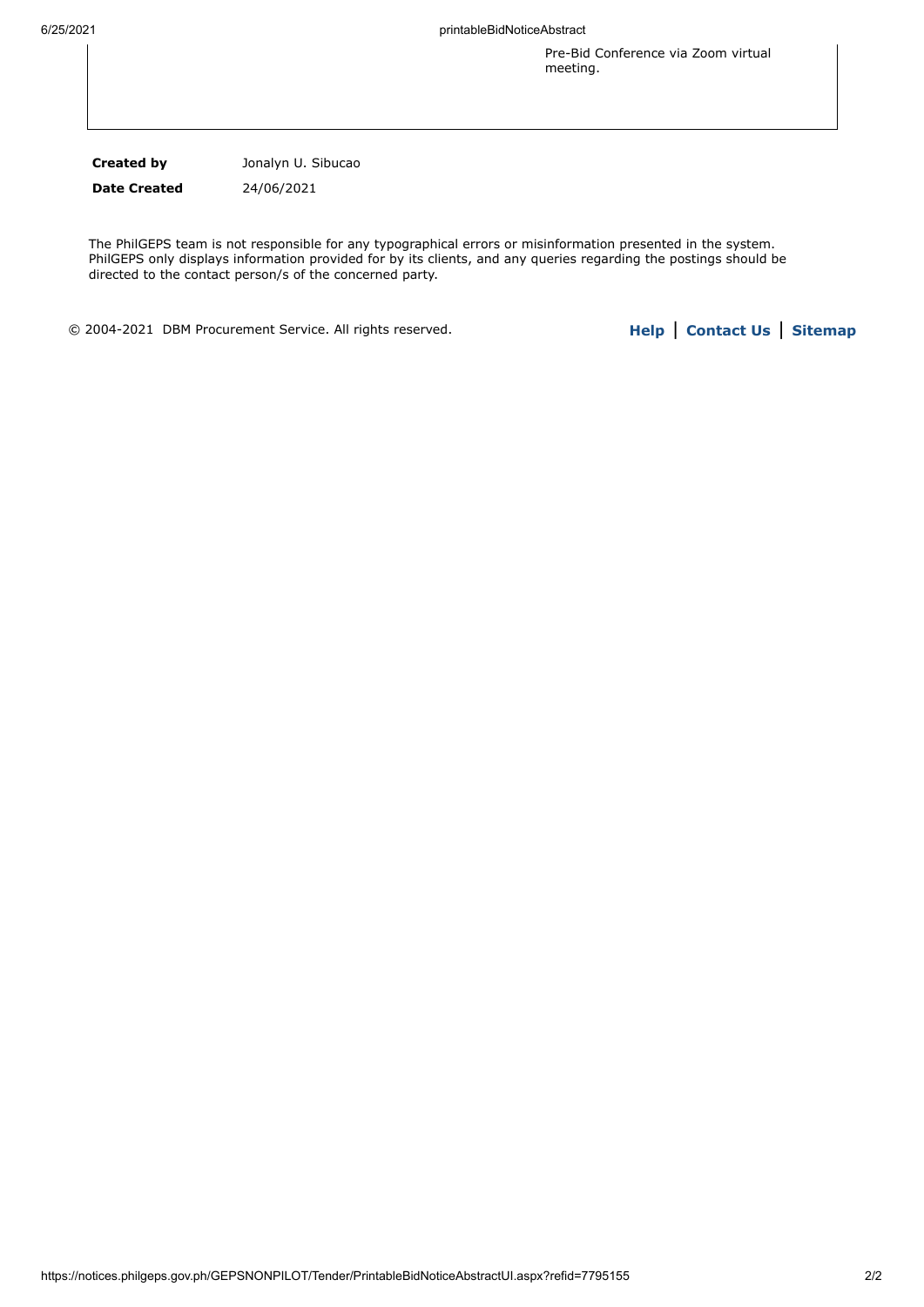Pre-Bid Conference via Zoom virtual meeting.

| | |
|---|---|
| **Created by** | Jonalyn U. Sibucao |
| **Date Created** | 24/06/2021 |

The PhilGEPS team is not responsible for any typographical errors or misinformation presented in the system. PhilGEPS only displays information provided for by its clients, and any queries regarding the postings should be directed to the contact person/s of the concerned party.

© 2004-2021 DBM Procurement Service. All rights reserved.

**Help** | **Contact Us** | **Sitemap**